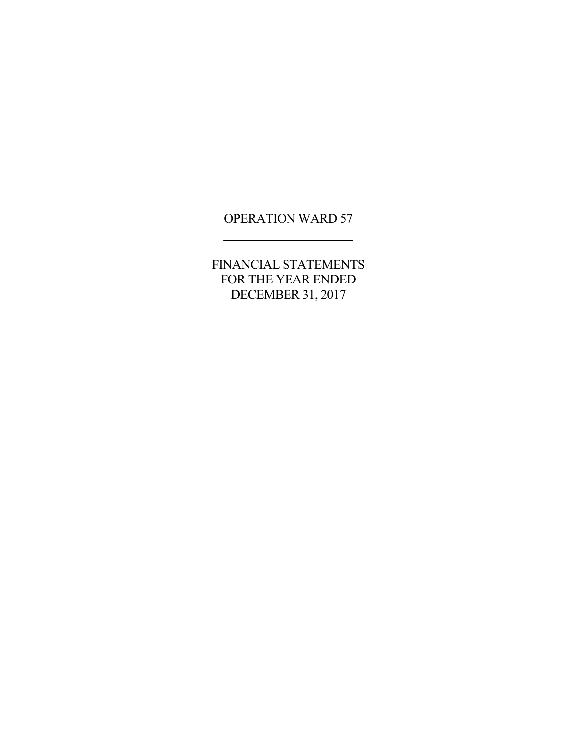# OPERATION WARD 57

---

FINANCIAL STATEMENTS
FOR THE YEAR ENDED
DECEMBER 31, 2017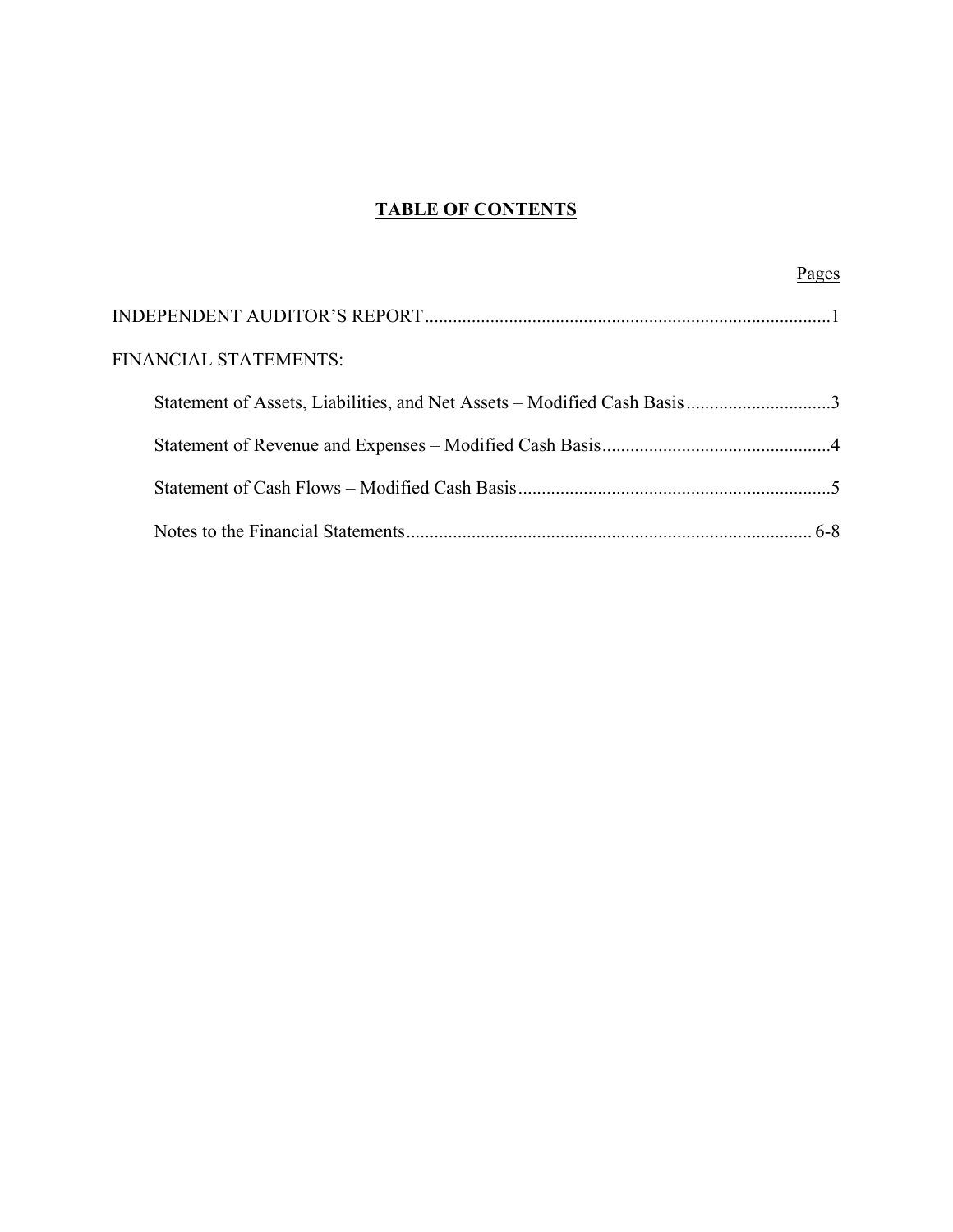# TABLE OF CONTENTS

| | Pages |
|---|---|
| INDEPENDENT AUDITOR'S REPORT | 1 |
| FINANCIAL STATEMENTS: | |
| Statement of Assets, Liabilities, and Net Assets – Modified Cash Basis | 3 |
| Statement of Revenue and Expenses – Modified Cash Basis | 4 |
| Statement of Cash Flows – Modified Cash Basis | 5 |
| Notes to the Financial Statements | 6-8 |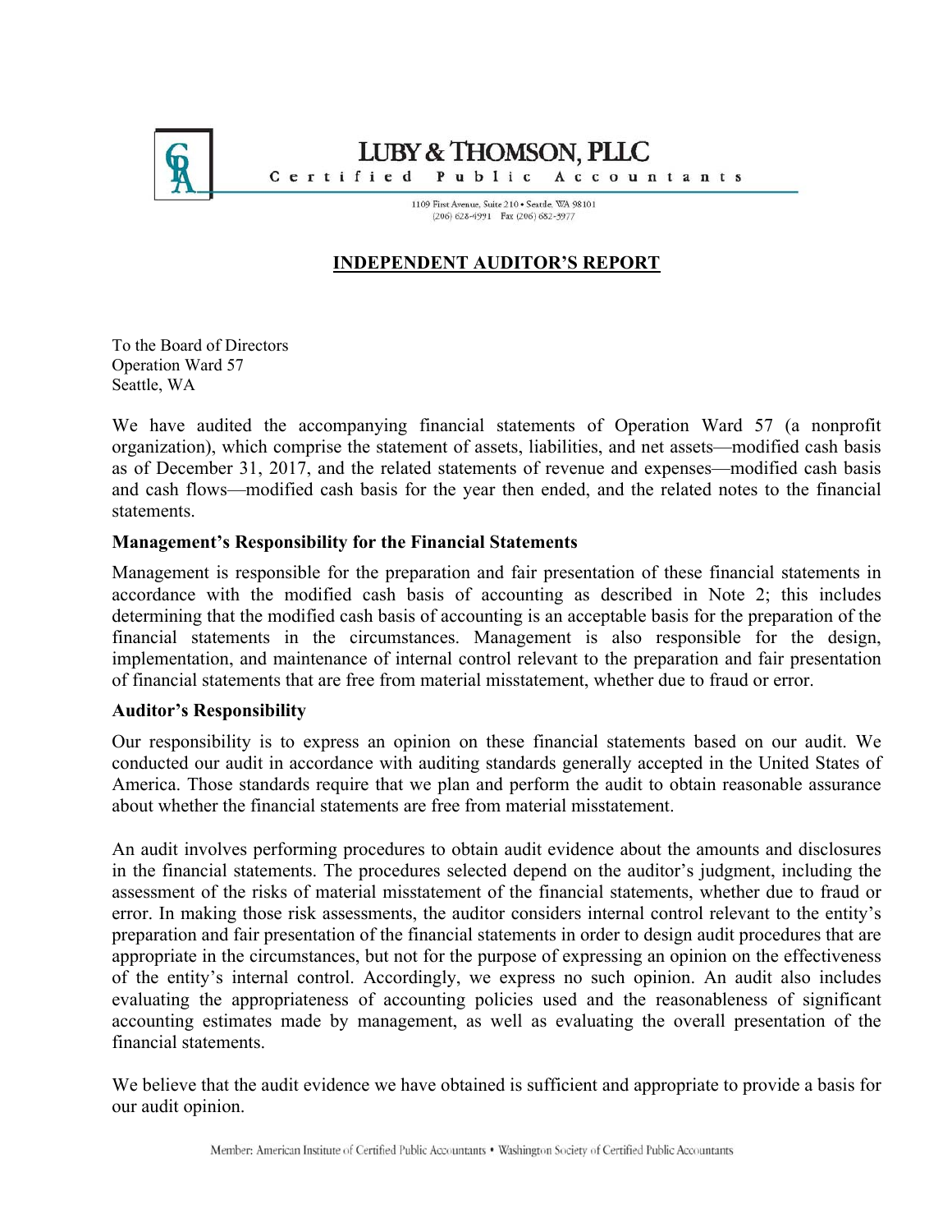LUBY & THOMSON, PLLC

Certified Public Accountants

1109 First Avenue, Suite 210 • Seattle, WA 98101
(206) 628-4991 Fax (206) 682-5977

## INDEPENDENT AUDITOR'S REPORT

To the Board of Directors
Operation Ward 57
Seattle, WA

We have audited the accompanying financial statements of Operation Ward 57 (a nonprofit organization), which comprise the statement of assets, liabilities, and net assets—modified cash basis as of December 31, 2017, and the related statements of revenue and expenses—modified cash basis and cash flows—modified cash basis for the year then ended, and the related notes to the financial statements.

### Management's Responsibility for the Financial Statements

Management is responsible for the preparation and fair presentation of these financial statements in accordance with the modified cash basis of accounting as described in Note 2; this includes determining that the modified cash basis of accounting is an acceptable basis for the preparation of the financial statements in the circumstances. Management is also responsible for the design, implementation, and maintenance of internal control relevant to the preparation and fair presentation of financial statements that are free from material misstatement, whether due to fraud or error.

### Auditor's Responsibility

Our responsibility is to express an opinion on these financial statements based on our audit. We conducted our audit in accordance with auditing standards generally accepted in the United States of America. Those standards require that we plan and perform the audit to obtain reasonable assurance about whether the financial statements are free from material misstatement.

An audit involves performing procedures to obtain audit evidence about the amounts and disclosures in the financial statements. The procedures selected depend on the auditor's judgment, including the assessment of the risks of material misstatement of the financial statements, whether due to fraud or error. In making those risk assessments, the auditor considers internal control relevant to the entity's preparation and fair presentation of the financial statements in order to design audit procedures that are appropriate in the circumstances, but not for the purpose of expressing an opinion on the effectiveness of the entity's internal control. Accordingly, we express no such opinion. An audit also includes evaluating the appropriateness of accounting policies used and the reasonableness of significant accounting estimates made by management, as well as evaluating the overall presentation of the financial statements.

We believe that the audit evidence we have obtained is sufficient and appropriate to provide a basis for our audit opinion.

Member: American Institute of Certified Public Accountants • Washington Society of Certified Public Accountants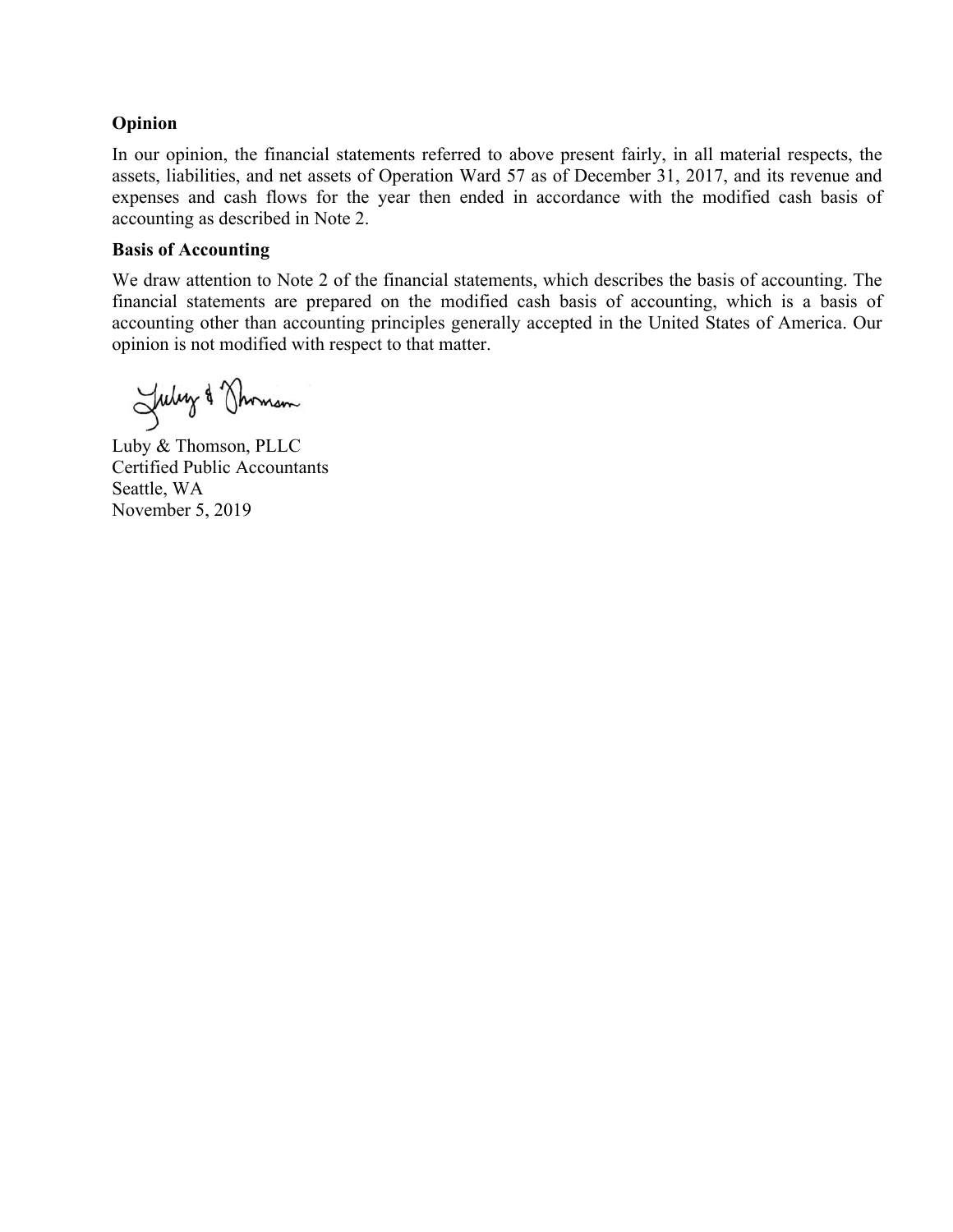**Opinion**

In our opinion, the financial statements referred to above present fairly, in all material respects, the assets, liabilities, and net assets of Operation Ward 57 as of December 31, 2017, and its revenue and expenses and cash flows for the year then ended in accordance with the modified cash basis of accounting as described in Note 2.

**Basis of Accounting**

We draw attention to Note 2 of the financial statements, which describes the basis of accounting. The financial statements are prepared on the modified cash basis of accounting, which is a basis of accounting other than accounting principles generally accepted in the United States of America. Our opinion is not modified with respect to that matter.

Luby & Thomson

Luby & Thomson, PLLC
Certified Public Accountants
Seattle, WA
November 5, 2019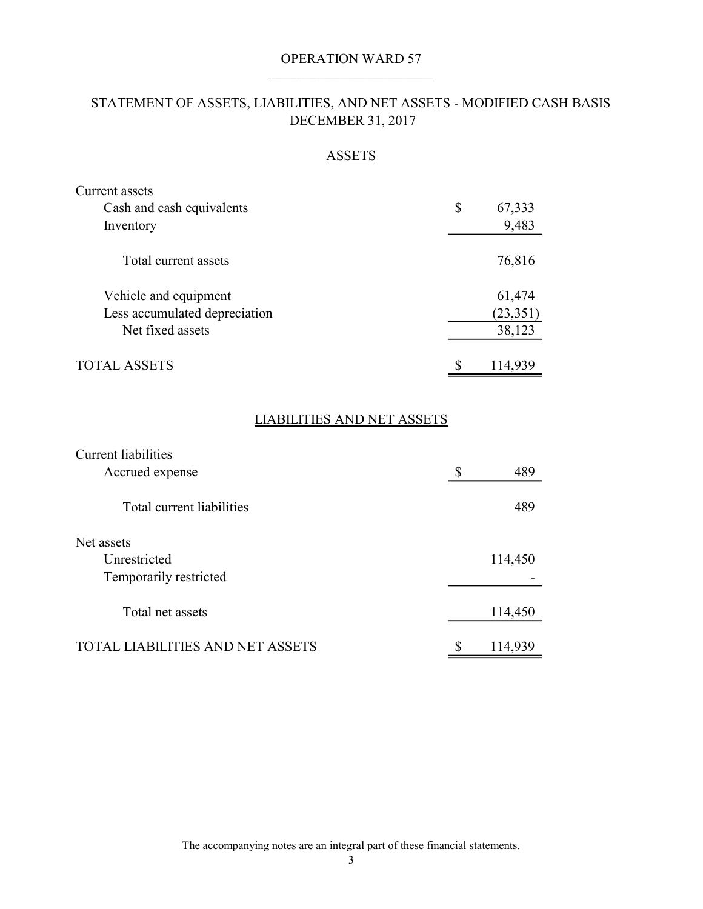# OPERATION WARD 57

## STATEMENT OF ASSETS, LIABILITIES, AND NET ASSETS - MODIFIED CASH BASIS
## DECEMBER 31, 2017

### ASSETS

| | |
|---|---|
| Current assets | |
| Cash and cash equivalents | $ 67,333 |
| Inventory | 9,483 |
| Total current assets | 76,816 |
| Vehicle and equipment | 61,474 |
| Less accumulated depreciation | (23,351) |
| Net fixed assets | 38,123 |
| TOTAL ASSETS | $ 114,939 |

### LIABILITIES AND NET ASSETS

| | |
|---|---|
| Current liabilities | |
| Accrued expense | $ 489 |
| Total current liabilities | 489 |
| Net assets | |
| Unrestricted | 114,450 |
| Temporarily restricted | - |
| Total net assets | 114,450 |
| TOTAL LIABILITIES AND NET ASSETS | $ 114,939 |

The accompanying notes are an integral part of these financial statements.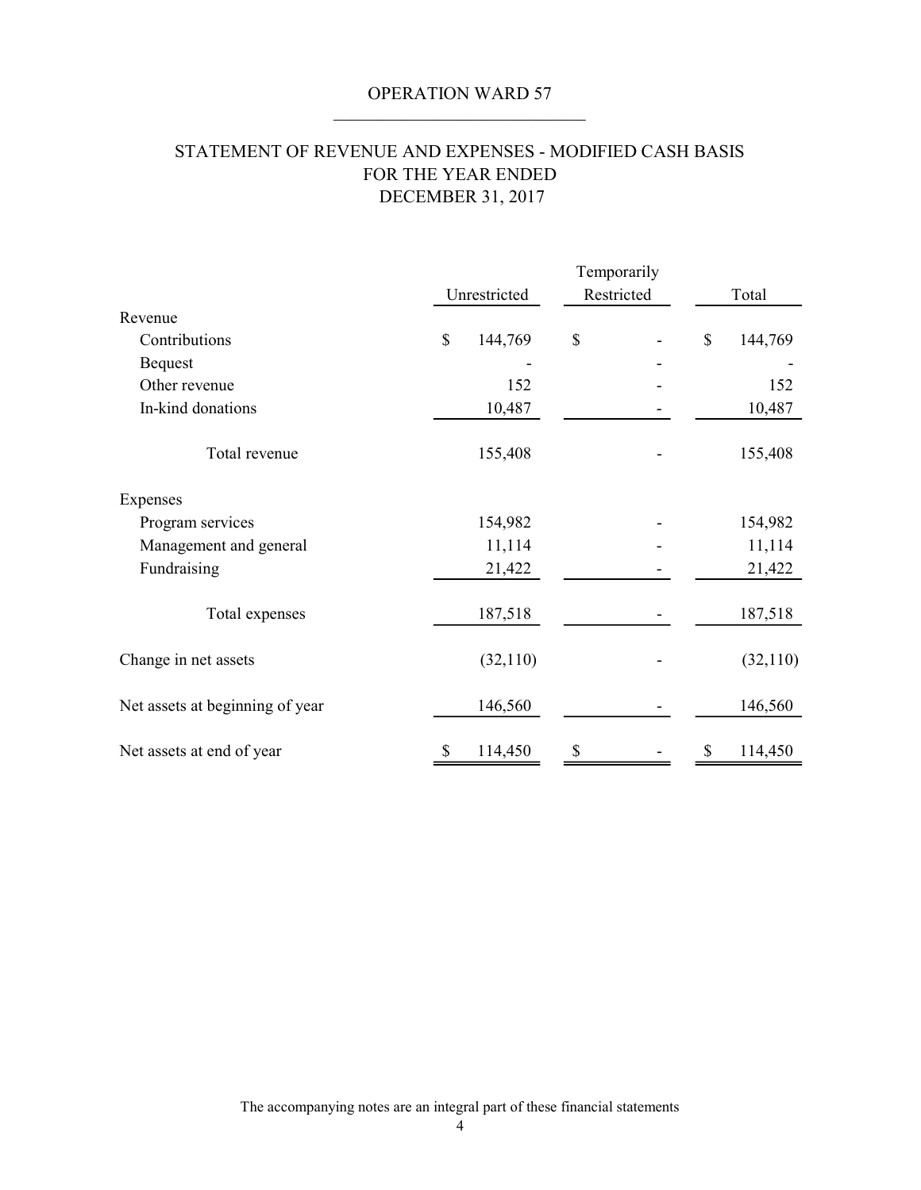# OPERATION WARD 57

## STATEMENT OF REVENUE AND EXPENSES - MODIFIED CASH BASIS
## FOR THE YEAR ENDED
## DECEMBER 31, 2017

| | Unrestricted | Temporarily Restricted | Total |
|---|---|---|---|
| **Revenue** | | | |
| Contributions | $ 144,769 | $ - | $ 144,769 |
| Bequest | - | - | - |
| Other revenue | 152 | - | 152 |
| In-kind donations | 10,487 | - | 10,487 |
| Total revenue | 155,408 | - | 155,408 |
| **Expenses** | | | |
| Program services | 154,982 | - | 154,982 |
| Management and general | 11,114 | - | 11,114 |
| Fundraising | 21,422 | - | 21,422 |
| Total expenses | 187,518 | - | 187,518 |
| Change in net assets | (32,110) | - | (32,110) |
| Net assets at beginning of year | 146,560 | - | 146,560 |
| Net assets at end of year | $ 114,450 | $ - | $ 114,450 |

The accompanying notes are an integral part of these financial statements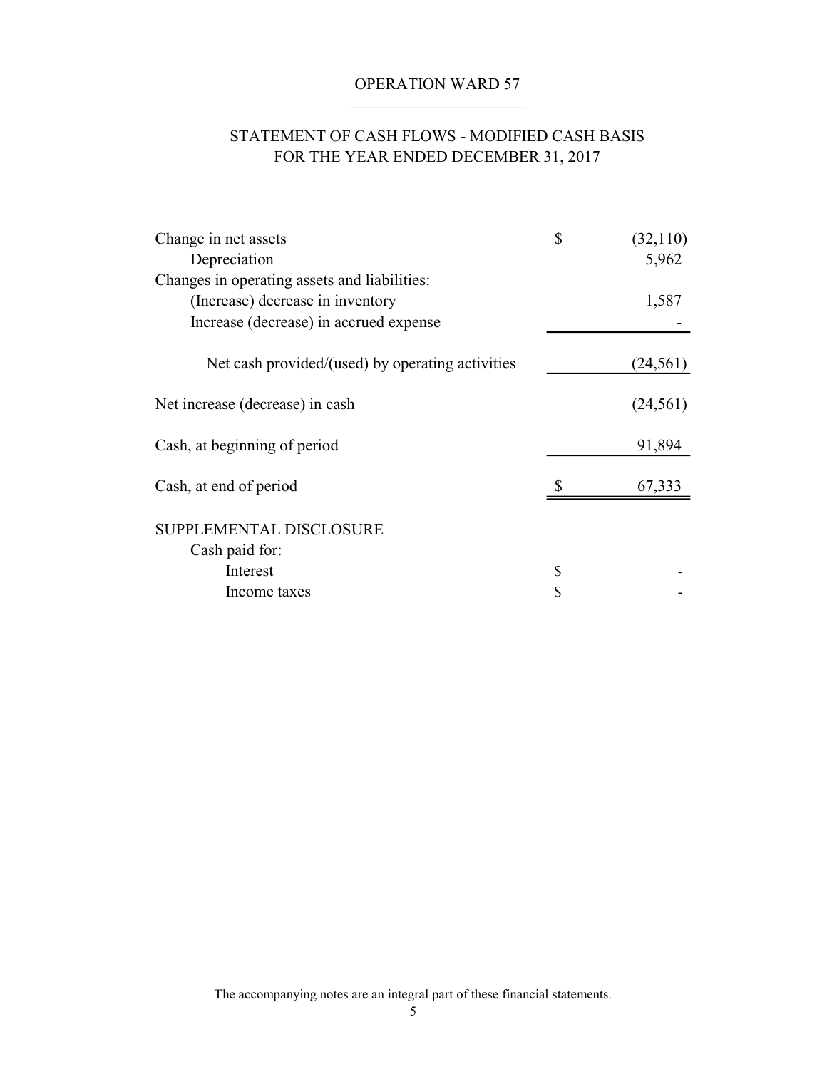# OPERATION WARD 57

## STATEMENT OF CASH FLOWS - MODIFIED CASH BASIS
## FOR THE YEAR ENDED DECEMBER 31, 2017

| | | |
|---|---|---|
| Change in net assets | $ | (32,110) |
| Depreciation | | 5,962 |
| Changes in operating assets and liabilities: | | |
| (Increase) decrease in inventory | | 1,587 |
| Increase (decrease) in accrued expense | | - |
| Net cash provided/(used) by operating activities | | (24,561) |
| Net increase (decrease) in cash | | (24,561) |
| Cash, at beginning of period | | 91,894 |
| Cash, at end of period | $ | 67,333 |

SUPPLEMENTAL DISCLOSURE

Cash paid for:

| | | |
|---|---|---|
| Interest | $ | - |
| Income taxes | $ | - |

The accompanying notes are an integral part of these financial statements.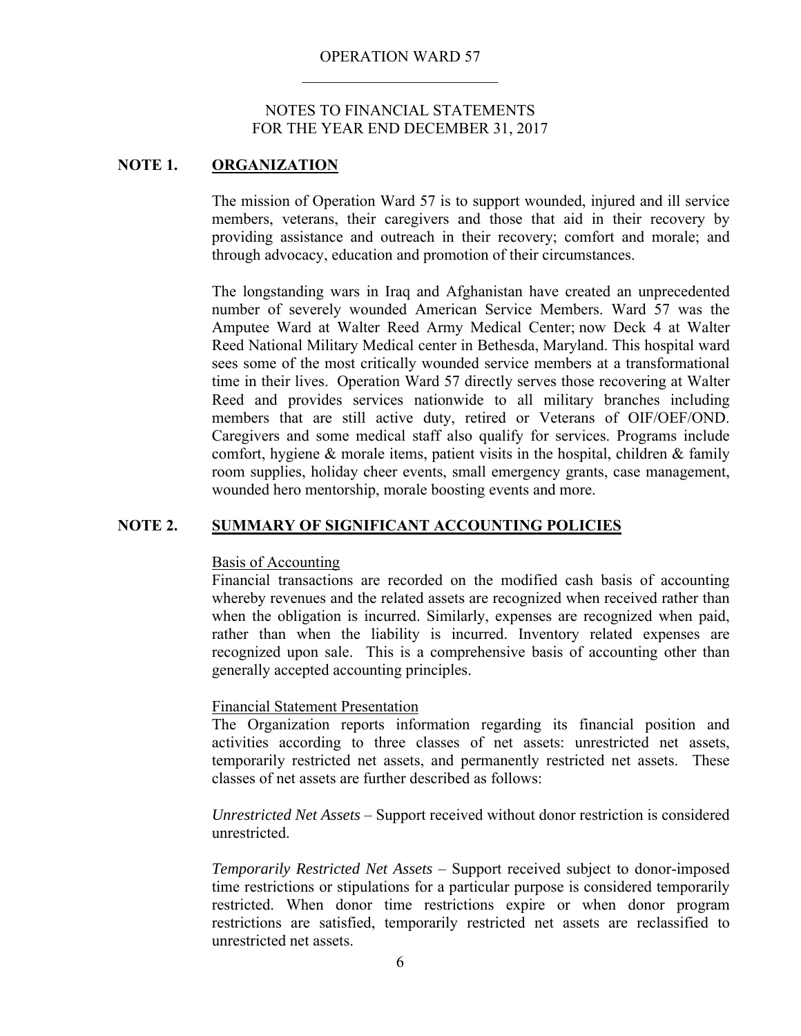# OPERATION WARD 57

## NOTES TO FINANCIAL STATEMENTS
## FOR THE YEAR END DECEMBER 31, 2017

### NOTE 1. ORGANIZATION

The mission of Operation Ward 57 is to support wounded, injured and ill service members, veterans, their caregivers and those that aid in their recovery by providing assistance and outreach in their recovery; comfort and morale; and through advocacy, education and promotion of their circumstances.

The longstanding wars in Iraq and Afghanistan have created an unprecedented number of severely wounded American Service Members. Ward 57 was the Amputee Ward at Walter Reed Army Medical Center; now Deck 4 at Walter Reed National Military Medical center in Bethesda, Maryland. This hospital ward sees some of the most critically wounded service members at a transformational time in their lives. Operation Ward 57 directly serves those recovering at Walter Reed and provides services nationwide to all military branches including members that are still active duty, retired or Veterans of OIF/OEF/OND. Caregivers and some medical staff also qualify for services. Programs include comfort, hygiene & morale items, patient visits in the hospital, children & family room supplies, holiday cheer events, small emergency grants, case management, wounded hero mentorship, morale boosting events and more.

### NOTE 2. SUMMARY OF SIGNIFICANT ACCOUNTING POLICIES

Basis of Accounting

Financial transactions are recorded on the modified cash basis of accounting whereby revenues and the related assets are recognized when received rather than when the obligation is incurred. Similarly, expenses are recognized when paid, rather than when the liability is incurred. Inventory related expenses are recognized upon sale. This is a comprehensive basis of accounting other than generally accepted accounting principles.

Financial Statement Presentation

The Organization reports information regarding its financial position and activities according to three classes of net assets: unrestricted net assets, temporarily restricted net assets, and permanently restricted net assets. These classes of net assets are further described as follows:

*Unrestricted Net Assets* – Support received without donor restriction is considered unrestricted.

*Temporarily Restricted Net Assets* – Support received subject to donor-imposed time restrictions or stipulations for a particular purpose is considered temporarily restricted. When donor time restrictions expire or when donor program restrictions are satisfied, temporarily restricted net assets are reclassified to unrestricted net assets.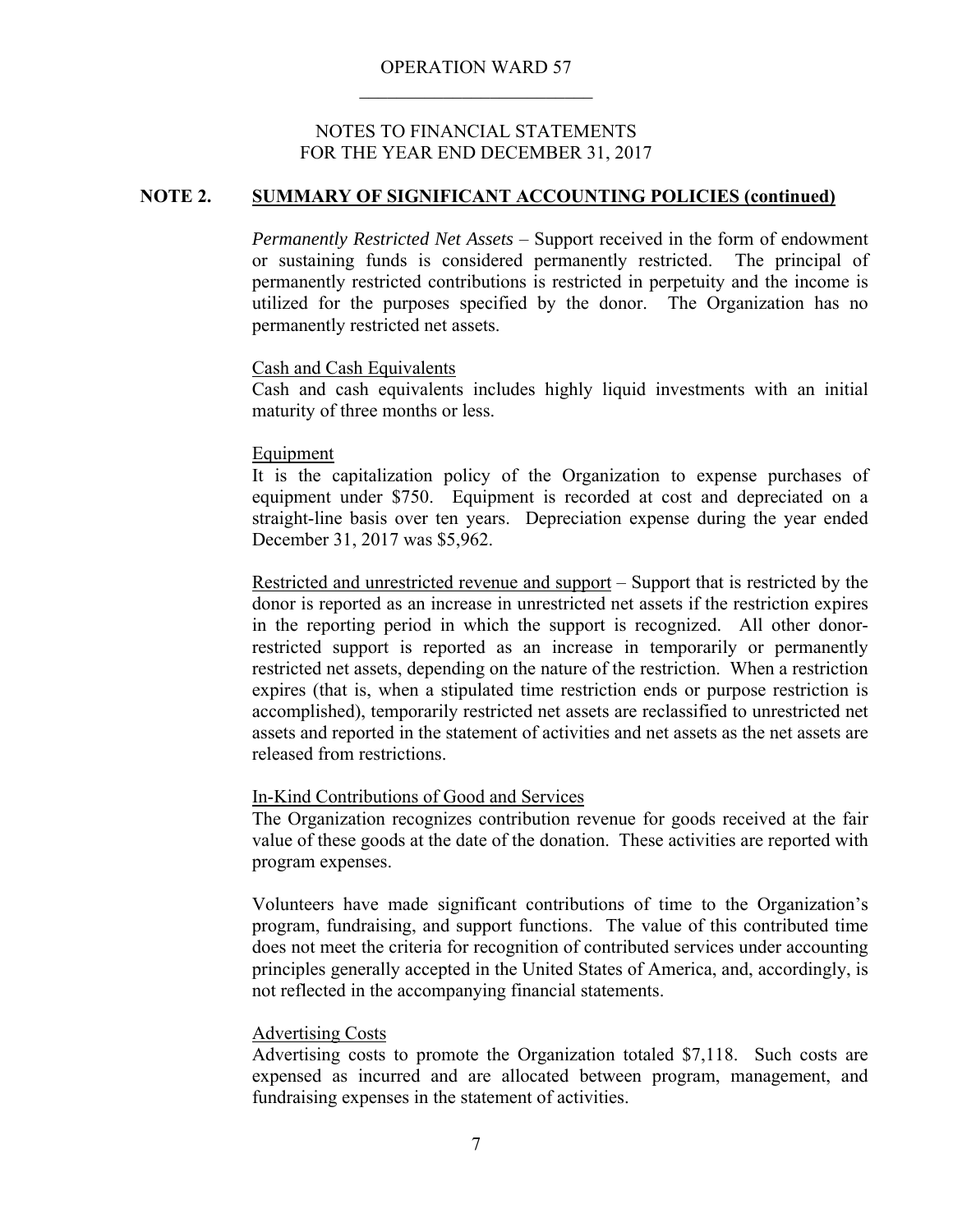OPERATION WARD 57

NOTES TO FINANCIAL STATEMENTS
FOR THE YEAR END DECEMBER 31, 2017

## NOTE 2. SUMMARY OF SIGNIFICANT ACCOUNTING POLICIES (continued)

*Permanently Restricted Net Assets* – Support received in the form of endowment or sustaining funds is considered permanently restricted. The principal of permanently restricted contributions is restricted in perpetuity and the income is utilized for the purposes specified by the donor. The Organization has no permanently restricted net assets.

Cash and Cash Equivalents
Cash and cash equivalents includes highly liquid investments with an initial maturity of three months or less.

Equipment
It is the capitalization policy of the Organization to expense purchases of equipment under $750. Equipment is recorded at cost and depreciated on a straight-line basis over ten years. Depreciation expense during the year ended December 31, 2017 was $5,962.

Restricted and unrestricted revenue and support – Support that is restricted by the donor is reported as an increase in unrestricted net assets if the restriction expires in the reporting period in which the support is recognized. All other donor-restricted support is reported as an increase in temporarily or permanently restricted net assets, depending on the nature of the restriction. When a restriction expires (that is, when a stipulated time restriction ends or purpose restriction is accomplished), temporarily restricted net assets are reclassified to unrestricted net assets and reported in the statement of activities and net assets as the net assets are released from restrictions.

In-Kind Contributions of Good and Services
The Organization recognizes contribution revenue for goods received at the fair value of these goods at the date of the donation. These activities are reported with program expenses.

Volunteers have made significant contributions of time to the Organization's program, fundraising, and support functions. The value of this contributed time does not meet the criteria for recognition of contributed services under accounting principles generally accepted in the United States of America, and, accordingly, is not reflected in the accompanying financial statements.

Advertising Costs
Advertising costs to promote the Organization totaled $7,118. Such costs are expensed as incurred and are allocated between program, management, and fundraising expenses in the statement of activities.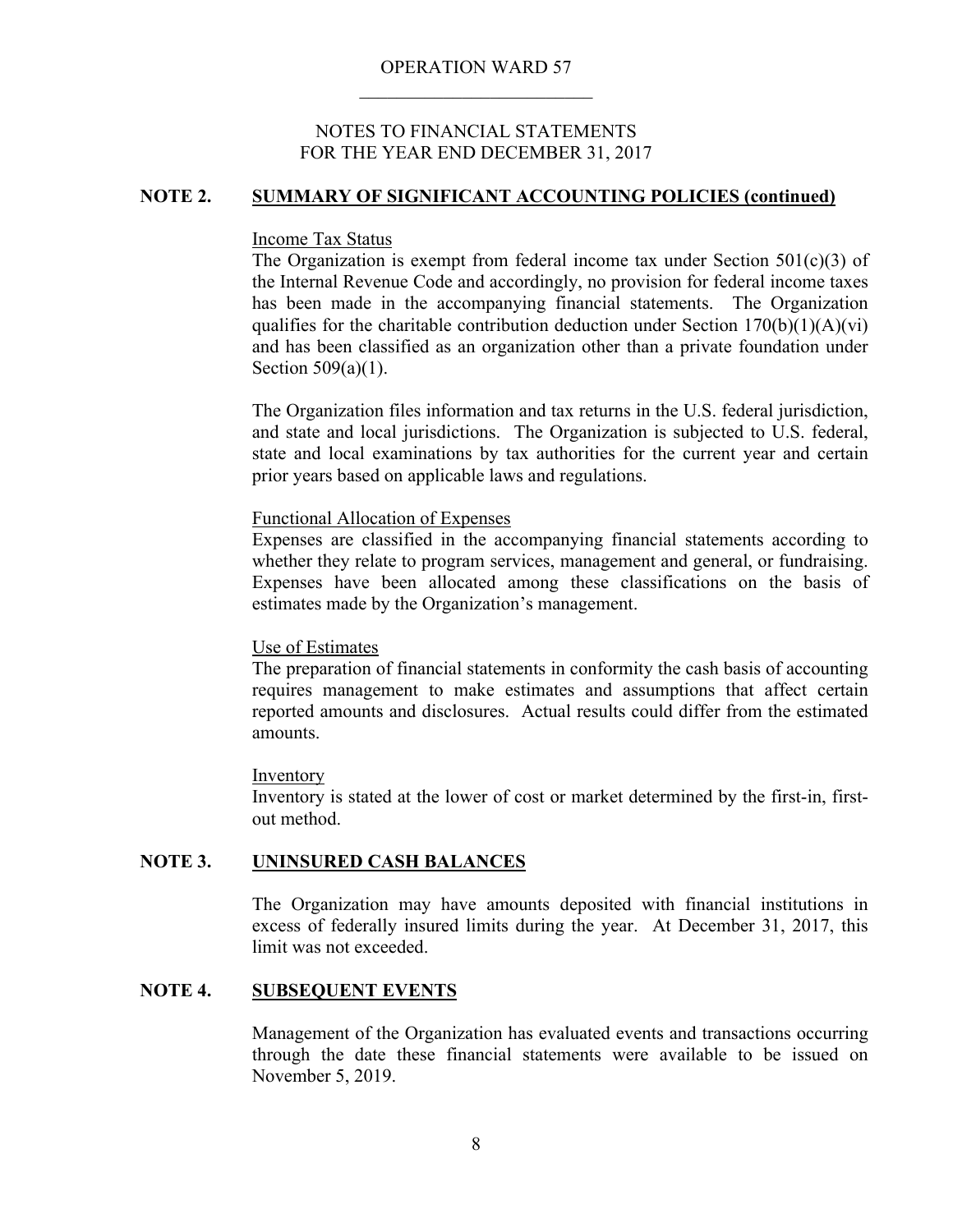OPERATION WARD 57

NOTES TO FINANCIAL STATEMENTS
FOR THE YEAR END DECEMBER 31, 2017

## NOTE 2. SUMMARY OF SIGNIFICANT ACCOUNTING POLICIES (continued)

Income Tax Status

The Organization is exempt from federal income tax under Section 501(c)(3) of the Internal Revenue Code and accordingly, no provision for federal income taxes has been made in the accompanying financial statements. The Organization qualifies for the charitable contribution deduction under Section 170(b)(1)(A)(vi) and has been classified as an organization other than a private foundation under Section 509(a)(1).

The Organization files information and tax returns in the U.S. federal jurisdiction, and state and local jurisdictions. The Organization is subjected to U.S. federal, state and local examinations by tax authorities for the current year and certain prior years based on applicable laws and regulations.

Functional Allocation of Expenses

Expenses are classified in the accompanying financial statements according to whether they relate to program services, management and general, or fundraising. Expenses have been allocated among these classifications on the basis of estimates made by the Organization's management.

Use of Estimates

The preparation of financial statements in conformity the cash basis of accounting requires management to make estimates and assumptions that affect certain reported amounts and disclosures. Actual results could differ from the estimated amounts.

Inventory

Inventory is stated at the lower of cost or market determined by the first-in, first-out method.

## NOTE 3. UNINSURED CASH BALANCES

The Organization may have amounts deposited with financial institutions in excess of federally insured limits during the year. At December 31, 2017, this limit was not exceeded.

## NOTE 4. SUBSEQUENT EVENTS

Management of the Organization has evaluated events and transactions occurring through the date these financial statements were available to be issued on November 5, 2019.